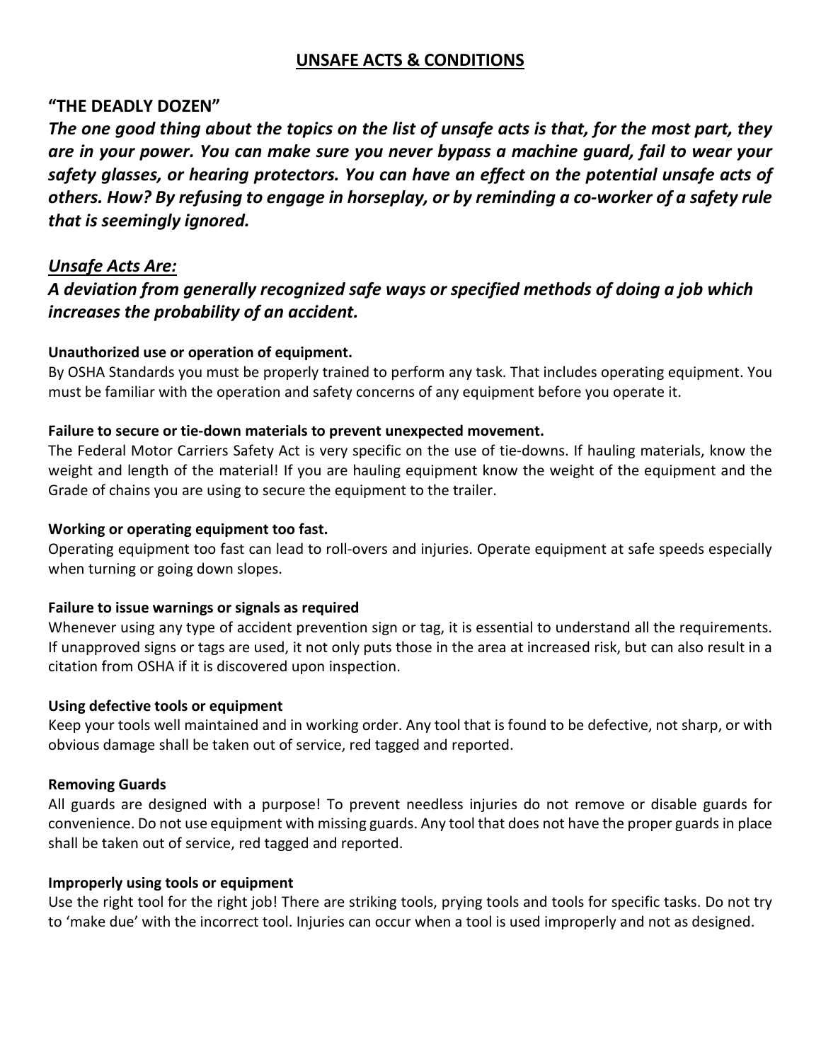# UNSAFE ACTS & CONDITIONS

## "THE DEADLY DOZEN"

***The one good thing about the topics on the list of unsafe acts is that, for the most part, they are in your power. You can make sure you never bypass a machine guard, fail to wear your safety glasses, or hearing protectors. You can have an effect on the potential unsafe acts of others. How? By refusing to engage in horseplay, or by reminding a co-worker of a safety rule that is seemingly ignored.***

## ***Unsafe Acts Are:***

***A deviation from generally recognized safe ways or specified methods of doing a job which increases the probability of an accident.***

**Unauthorized use or operation of equipment.**

By OSHA Standards you must be properly trained to perform any task. That includes operating equipment. You must be familiar with the operation and safety concerns of any equipment before you operate it.

**Failure to secure or tie-down materials to prevent unexpected movement.**

The Federal Motor Carriers Safety Act is very specific on the use of tie-downs. If hauling materials, know the weight and length of the material! If you are hauling equipment know the weight of the equipment and the Grade of chains you are using to secure the equipment to the trailer.

**Working or operating equipment too fast.**

Operating equipment too fast can lead to roll-overs and injuries. Operate equipment at safe speeds especially when turning or going down slopes.

**Failure to issue warnings or signals as required**

Whenever using any type of accident prevention sign or tag, it is essential to understand all the requirements. If unapproved signs or tags are used, it not only puts those in the area at increased risk, but can also result in a citation from OSHA if it is discovered upon inspection.

**Using defective tools or equipment**

Keep your tools well maintained and in working order. Any tool that is found to be defective, not sharp, or with obvious damage shall be taken out of service, red tagged and reported.

**Removing Guards**

All guards are designed with a purpose! To prevent needless injuries do not remove or disable guards for convenience. Do not use equipment with missing guards. Any tool that does not have the proper guards in place shall be taken out of service, red tagged and reported.

**Improperly using tools or equipment**

Use the right tool for the right job! There are striking tools, prying tools and tools for specific tasks. Do not try to 'make due' with the incorrect tool. Injuries can occur when a tool is used improperly and not as designed.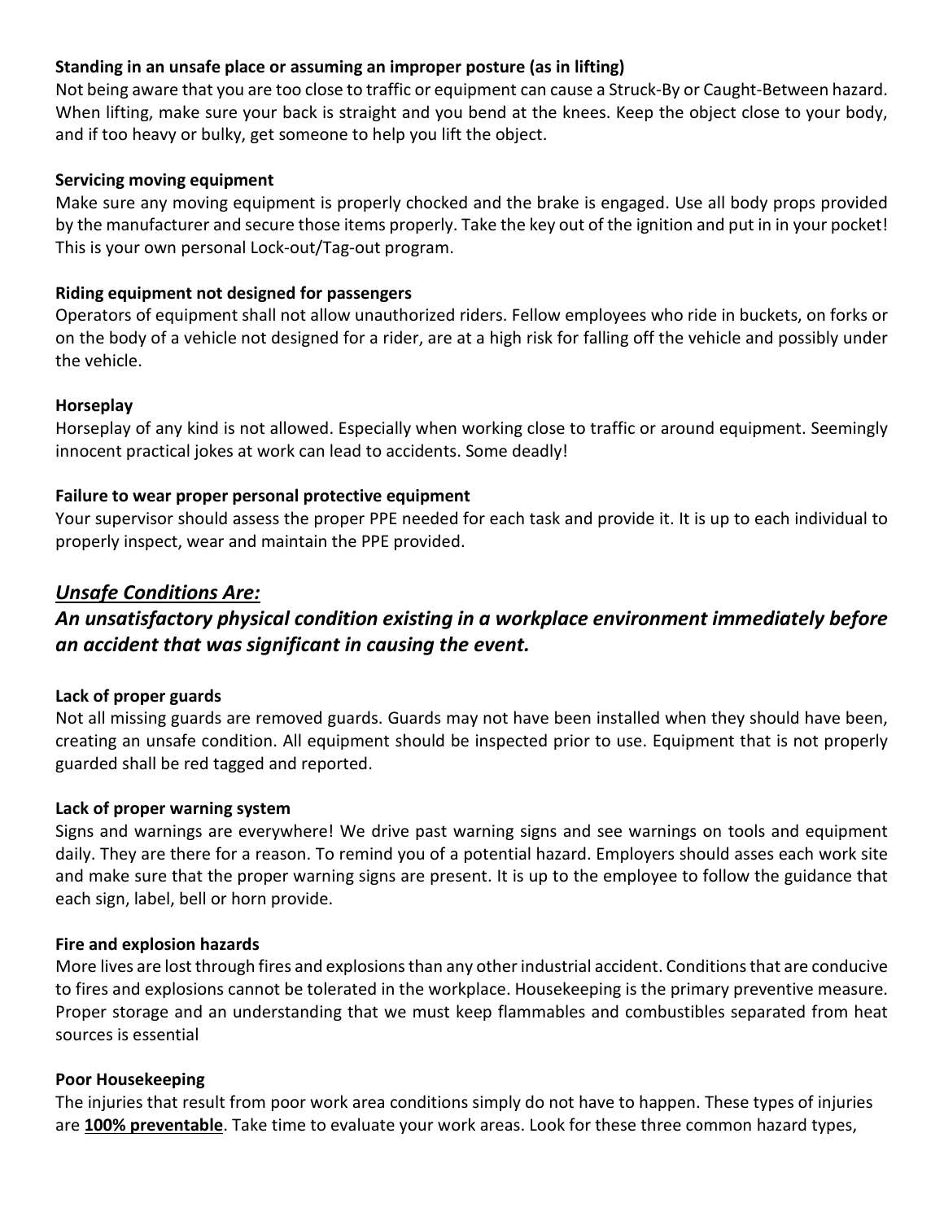**Standing in an unsafe place or assuming an improper posture (as in lifting)**

Not being aware that you are too close to traffic or equipment can cause a Struck-By or Caught-Between hazard. When lifting, make sure your back is straight and you bend at the knees. Keep the object close to your body, and if too heavy or bulky, get someone to help you lift the object.

**Servicing moving equipment**

Make sure any moving equipment is properly chocked and the brake is engaged. Use all body props provided by the manufacturer and secure those items properly. Take the key out of the ignition and put in in your pocket! This is your own personal Lock-out/Tag-out program.

**Riding equipment not designed for passengers**

Operators of equipment shall not allow unauthorized riders. Fellow employees who ride in buckets, on forks or on the body of a vehicle not designed for a rider, are at a high risk for falling off the vehicle and possibly under the vehicle.

**Horseplay**

Horseplay of any kind is not allowed. Especially when working close to traffic or around equipment. Seemingly innocent practical jokes at work can lead to accidents. Some deadly!

**Failure to wear proper personal protective equipment**

Your supervisor should assess the proper PPE needed for each task and provide it. It is up to each individual to properly inspect, wear and maintain the PPE provided.

## ***Unsafe Conditions Are:***
## ***An unsatisfactory physical condition existing in a workplace environment immediately before an accident that was significant in causing the event.***

**Lack of proper guards**

Not all missing guards are removed guards. Guards may not have been installed when they should have been, creating an unsafe condition. All equipment should be inspected prior to use. Equipment that is not properly guarded shall be red tagged and reported.

**Lack of proper warning system**

Signs and warnings are everywhere! We drive past warning signs and see warnings on tools and equipment daily. They are there for a reason. To remind you of a potential hazard. Employers should asses each work site and make sure that the proper warning signs are present. It is up to the employee to follow the guidance that each sign, label, bell or horn provide.

**Fire and explosion hazards**

More lives are lost through fires and explosions than any other industrial accident. Conditions that are conducive to fires and explosions cannot be tolerated in the workplace. Housekeeping is the primary preventive measure. Proper storage and an understanding that we must keep flammables and combustibles separated from heat sources is essential

**Poor Housekeeping**

The injuries that result from poor work area conditions simply do not have to happen. These types of injuries are **<u>100% preventable</u>**. Take time to evaluate your work areas. Look for these three common hazard types,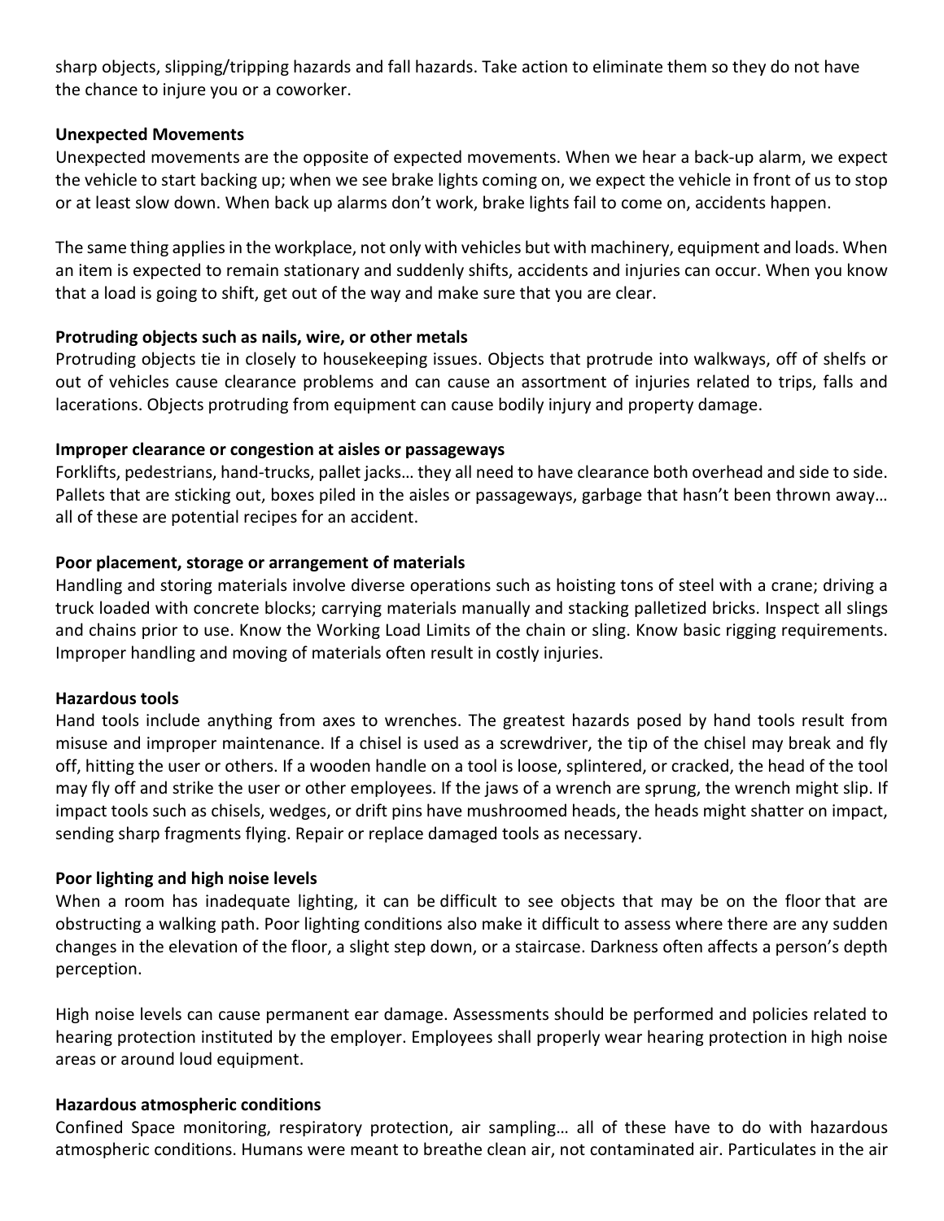sharp objects, slipping/tripping hazards and fall hazards. Take action to eliminate them so they do not have the chance to injure you or a coworker.

**Unexpected Movements**

Unexpected movements are the opposite of expected movements. When we hear a back-up alarm, we expect the vehicle to start backing up; when we see brake lights coming on, we expect the vehicle in front of us to stop or at least slow down. When back up alarms don't work, brake lights fail to come on, accidents happen.

The same thing applies in the workplace, not only with vehicles but with machinery, equipment and loads. When an item is expected to remain stationary and suddenly shifts, accidents and injuries can occur. When you know that a load is going to shift, get out of the way and make sure that you are clear.

**Protruding objects such as nails, wire, or other metals**

Protruding objects tie in closely to housekeeping issues. Objects that protrude into walkways, off of shelfs or out of vehicles cause clearance problems and can cause an assortment of injuries related to trips, falls and lacerations. Objects protruding from equipment can cause bodily injury and property damage.

**Improper clearance or congestion at aisles or passageways**

Forklifts, pedestrians, hand-trucks, pallet jacks… they all need to have clearance both overhead and side to side. Pallets that are sticking out, boxes piled in the aisles or passageways, garbage that hasn't been thrown away… all of these are potential recipes for an accident.

**Poor placement, storage or arrangement of materials**

Handling and storing materials involve diverse operations such as hoisting tons of steel with a crane; driving a truck loaded with concrete blocks; carrying materials manually and stacking palletized bricks. Inspect all slings and chains prior to use. Know the Working Load Limits of the chain or sling. Know basic rigging requirements. Improper handling and moving of materials often result in costly injuries.

**Hazardous tools**

Hand tools include anything from axes to wrenches. The greatest hazards posed by hand tools result from misuse and improper maintenance. If a chisel is used as a screwdriver, the tip of the chisel may break and fly off, hitting the user or others. If a wooden handle on a tool is loose, splintered, or cracked, the head of the tool may fly off and strike the user or other employees. If the jaws of a wrench are sprung, the wrench might slip. If impact tools such as chisels, wedges, or drift pins have mushroomed heads, the heads might shatter on impact, sending sharp fragments flying. Repair or replace damaged tools as necessary.

**Poor lighting and high noise levels**

When a room has inadequate lighting, it can be difficult to see objects that may be on the floor that are obstructing a walking path. Poor lighting conditions also make it difficult to assess where there are any sudden changes in the elevation of the floor, a slight step down, or a staircase. Darkness often affects a person's depth perception.

High noise levels can cause permanent ear damage. Assessments should be performed and policies related to hearing protection instituted by the employer. Employees shall properly wear hearing protection in high noise areas or around loud equipment.

**Hazardous atmospheric conditions**

Confined Space monitoring, respiratory protection, air sampling… all of these have to do with hazardous atmospheric conditions. Humans were meant to breathe clean air, not contaminated air. Particulates in the air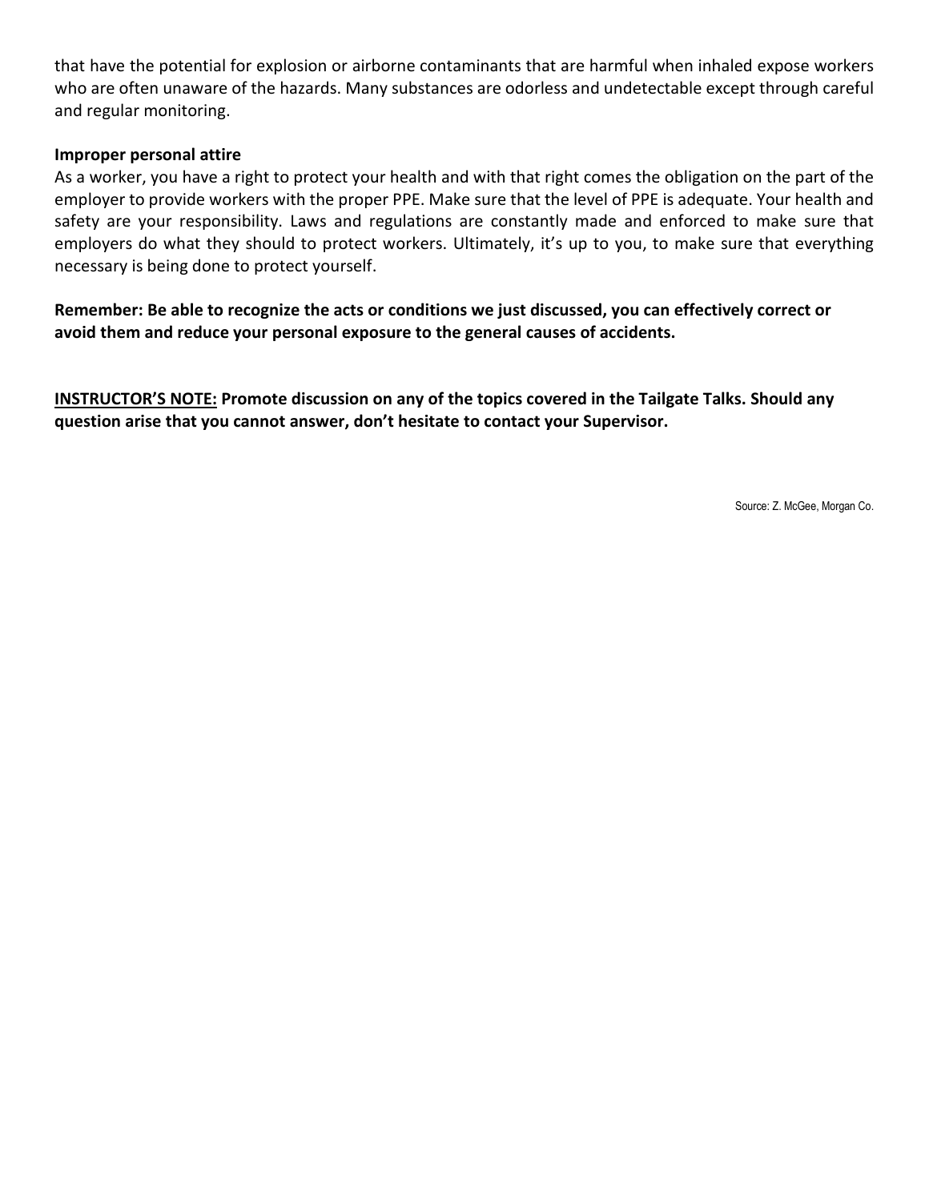that have the potential for explosion or airborne contaminants that are harmful when inhaled expose workers who are often unaware of the hazards. Many substances are odorless and undetectable except through careful and regular monitoring.

**Improper personal attire**

As a worker, you have a right to protect your health and with that right comes the obligation on the part of the employer to provide workers with the proper PPE. Make sure that the level of PPE is adequate. Your health and safety are your responsibility. Laws and regulations are constantly made and enforced to make sure that employers do what they should to protect workers. Ultimately, it's up to you, to make sure that everything necessary is being done to protect yourself.

**Remember: Be able to recognize the acts or conditions we just discussed, you can effectively correct or avoid them and reduce your personal exposure to the general causes of accidents.**

**<u>INSTRUCTOR'S NOTE:</u> Promote discussion on any of the topics covered in the Tailgate Talks. Should any question arise that you cannot answer, don't hesitate to contact your Supervisor.**

Source: Z. McGee, Morgan Co.